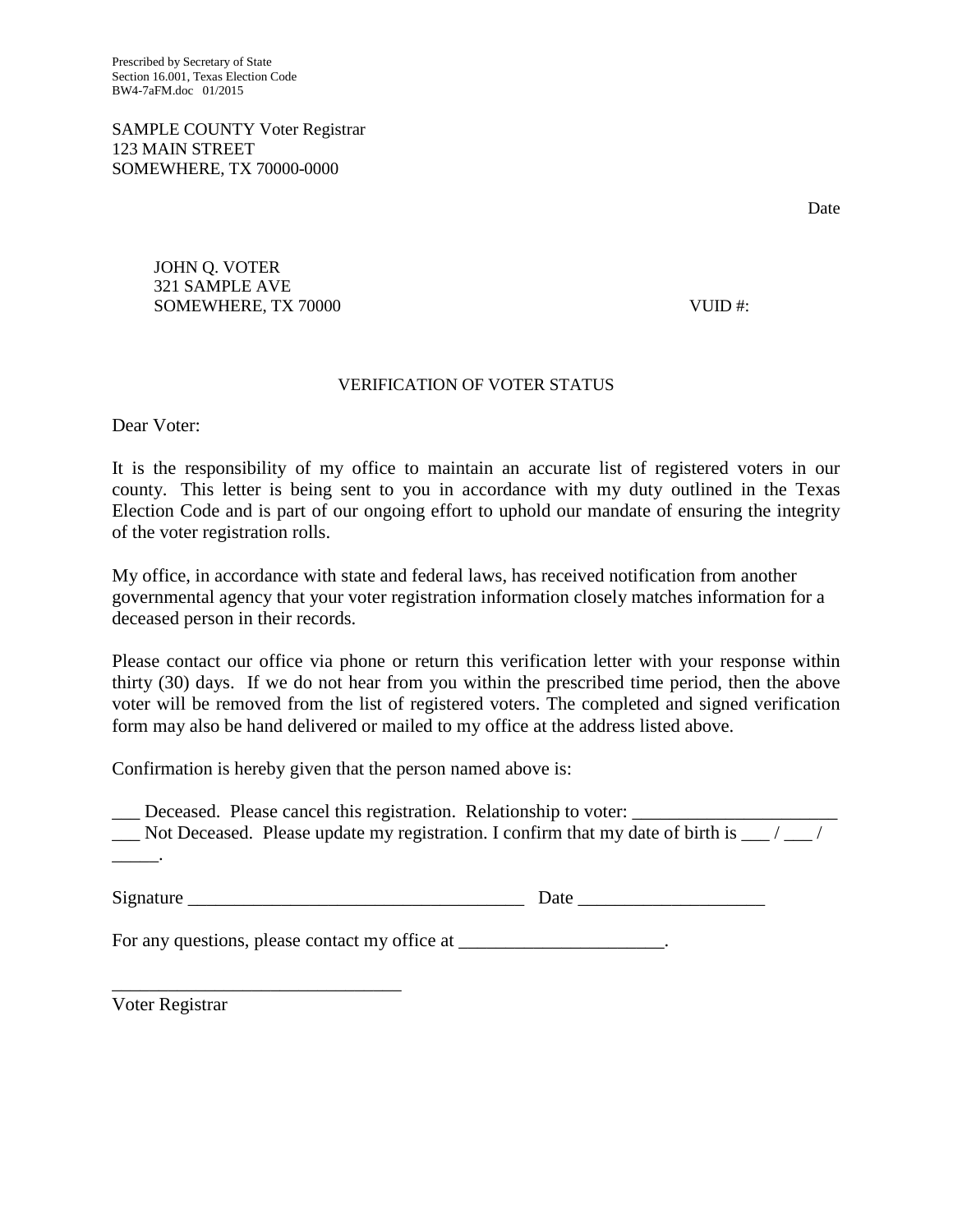Prescribed by Secretary of State
Section 16.001, Texas Election Code
BW4-7aFM.doc 01/2015

SAMPLE COUNTY Voter Registrar
123 MAIN STREET
SOMEWHERE, TX 70000-0000

Date

JOHN Q. VOTER
321 SAMPLE AVE
SOMEWHERE, TX 70000 VUID #:

## VERIFICATION OF VOTER STATUS

Dear Voter:

It is the responsibility of my office to maintain an accurate list of registered voters in our county. This letter is being sent to you in accordance with my duty outlined in the Texas Election Code and is part of our ongoing effort to uphold our mandate of ensuring the integrity of the voter registration rolls.

My office, in accordance with state and federal laws, has received notification from another governmental agency that your voter registration information closely matches information for a deceased person in their records.

Please contact our office via phone or return this verification letter with your response within thirty (30) days. If we do not hear from you within the prescribed time period, then the above voter will be removed from the list of registered voters. The completed and signed verification form may also be hand delivered or mailed to my office at the address listed above.

Confirmation is hereby given that the person named above is:

___ Deceased. Please cancel this registration. Relationship to voter: ______________________
___ Not Deceased. Please update my registration. I confirm that my date of birth is ___ / ___ / _____.

Signature ____________________________________ Date ____________________

For any questions, please contact my office at ______________________.

_______________________________
Voter Registrar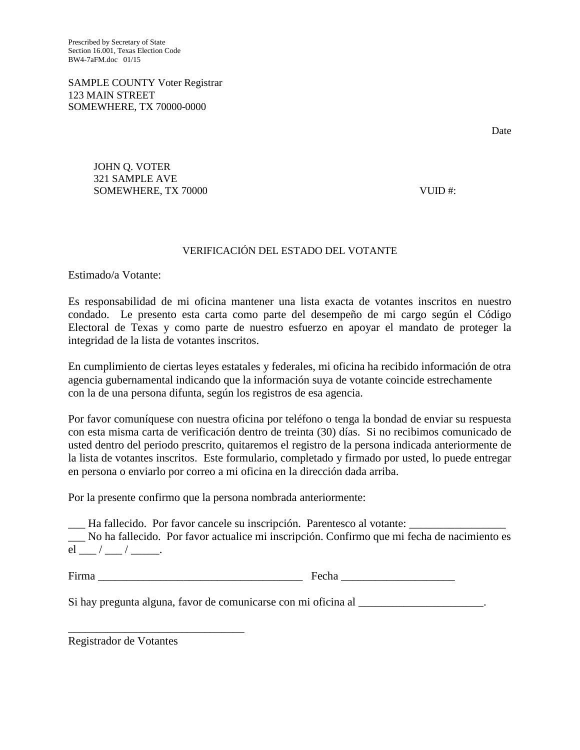Prescribed by Secretary of State
Section 16.001, Texas Election Code
BW4-7aFM.doc 01/15

SAMPLE COUNTY Voter Registrar
123 MAIN STREET
SOMEWHERE, TX 70000-0000

Date

JOHN Q. VOTER
321 SAMPLE AVE
SOMEWHERE, TX 70000

VUID #:

VERIFICACIÓN DEL ESTADO DEL VOTANTE

Estimado/a Votante:

Es responsabilidad de mi oficina mantener una lista exacta de votantes inscritos en nuestro condado. Le presento esta carta como parte del desempeño de mi cargo según el Código Electoral de Texas y como parte de nuestro esfuerzo en apoyar el mandato de proteger la integridad de la lista de votantes inscritos.

En cumplimiento de ciertas leyes estatales y federales, mi oficina ha recibido información de otra agencia gubernamental indicando que la información suya de votante coincide estrechamente con la de una persona difunta, según los registros de esa agencia.

Por favor comuníquese con nuestra oficina por teléfono o tenga la bondad de enviar su respuesta con esta misma carta de verificación dentro de treinta (30) días. Si no recibimos comunicado de usted dentro del periodo prescrito, quitaremos el registro de la persona indicada anteriormente de la lista de votantes inscritos. Este formulario, completado y firmado por usted, lo puede entregar en persona o enviarlo por correo a mi oficina en la dirección dada arriba.

Por la presente confirmo que la persona nombrada anteriormente:

___ Ha fallecido. Por favor cancele su inscripción. Parentesco al votante: _________________
___ No ha fallecido. Por favor actualice mi inscripción. Confirmo que mi fecha de nacimiento es el ___ / ___ / _____.

Firma ____________________________________ Fecha ____________________

Si hay pregunta alguna, favor de comunicarse con mi oficina al ______________________.

_______________________________
Registrador de Votantes